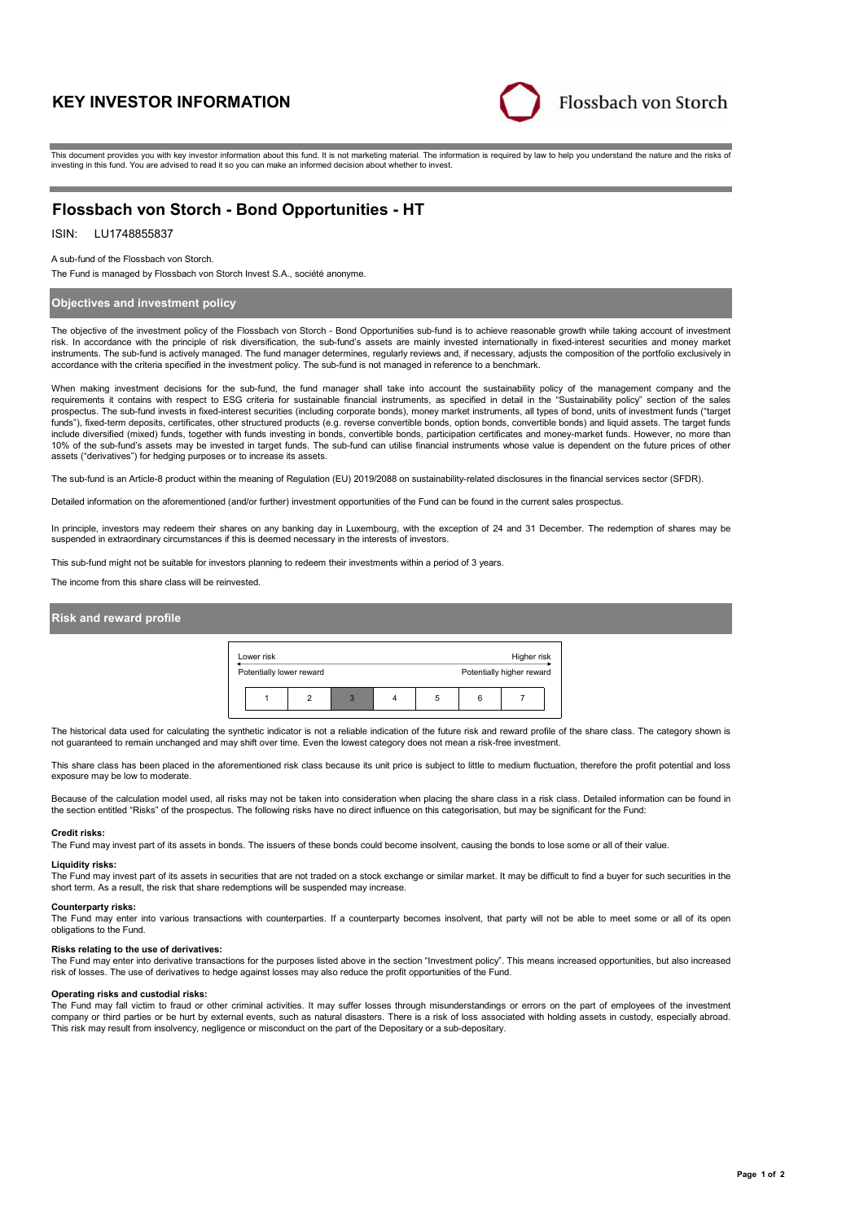# KEY INVESTOR INFORMATION

Flossbach von Storch

This document provides you with key investor information about this fund. It is not marketing material. The information is required by law to help you understand the nature and the risks of investing in this fund. You are advised to read it so you can make an informed decision about whether to invest.

## Flossbach von Storch - Bond Opportunities - HT

ISIN: LU1748855837

A sub-fund of the Flossbach von Storch.

The Fund is managed by Flossbach von Storch Invest S.A., société anonyme.

### Objectives and investment policy

The objective of the investment policy of the Flossbach von Storch - Bond Opportunities sub-fund is to achieve reasonable growth while taking account of investment risk. In accordance with the principle of risk diversification, the sub-fund's assets are mainly invested internationally in fixed-interest securities and money market instruments. The sub-fund is actively managed. The fund manager determines, regularly reviews and, if necessary, adjusts the composition of the portfolio exclusively in accordance with the criteria specified in the investment policy. The sub-fund is not managed in reference to a benchmark.

When making investment decisions for the sub-fund, the fund manager shall take into account the sustainability policy of the management company and the requirements it contains with respect to ESG criteria for sustainable financial instruments, as specified in detail in the "Sustainability policy" section of the sales prospectus. The sub-fund invests in fixed-interest securities (including corporate bonds), money market instruments, all types of bond, units of investment funds ("target funds"), fixed-term deposits, certificates, other structured products (e.g. reverse convertible bonds, option bonds, convertible bonds) and liquid assets. The target funds include diversified (mixed) funds, together with funds investing in bonds, convertible bonds, participation certificates and money-market funds. However, no more than 10% of the sub-fund's assets may be invested in target funds. The sub-fund can utilise financial instruments whose value is dependent on the future prices of other assets ("derivatives") for hedging purposes or to increase its assets.

The sub-fund is an Article-8 product within the meaning of Regulation (EU) 2019/2088 on sustainability-related disclosures in the financial services sector (SFDR).

Detailed information on the aforementioned (and/or further) investment opportunities of the Fund can be found in the current sales prospectus.

In principle, investors may redeem their shares on any banking day in Luxembourg, with the exception of 24 and 31 December. The redemption of shares may be suspended in extraordinary circumstances if this is deemed necessary in the interests of investors.

This sub-fund might not be suitable for investors planning to redeem their investments within a period of 3 years.

The income from this share class will be reinvested.

### Risk and reward profile

| Lower risk | | | | | | Higher risk |
|---|---|---|---|---|---|---|
| Potentially lower reward | | | | | | Potentially higher reward |
| 1 | 2 | **3** | 4 | 5 | 6 | 7 |

The historical data used for calculating the synthetic indicator is not a reliable indication of the future risk and reward profile of the share class. The category shown is not guaranteed to remain unchanged and may shift over time. Even the lowest category does not mean a risk-free investment.

This share class has been placed in the aforementioned risk class because its unit price is subject to little to medium fluctuation, therefore the profit potential and loss exposure may be low to moderate.

Because of the calculation model used, all risks may not be taken into consideration when placing the share class in a risk class. Detailed information can be found in the section entitled "Risks" of the prospectus. The following risks have no direct influence on this categorisation, but may be significant for the Fund:

**Credit risks:**
The Fund may invest part of its assets in bonds. The issuers of these bonds could become insolvent, causing the bonds to lose some or all of their value.

**Liquidity risks:**
The Fund may invest part of its assets in securities that are not traded on a stock exchange or similar market. It may be difficult to find a buyer for such securities in the short term. As a result, the risk that share redemptions will be suspended may increase.

**Counterparty risks:**
The Fund may enter into various transactions with counterparties. If a counterparty becomes insolvent, that party will not be able to meet some or all of its open obligations to the Fund.

**Risks relating to the use of derivatives:**
The Fund may enter into derivative transactions for the purposes listed above in the section "Investment policy". This means increased opportunities, but also increased risk of losses. The use of derivatives to hedge against losses may also reduce the profit opportunities of the Fund.

**Operating risks and custodial risks:**
The Fund may fall victim to fraud or other criminal activities. It may suffer losses through misunderstandings or errors on the part of employees of the investment company or third parties or be hurt by external events, such as natural disasters. There is a risk of loss associated with holding assets in custody, especially abroad. This risk may result from insolvency, negligence or misconduct on the part of the Depositary or a sub-depositary.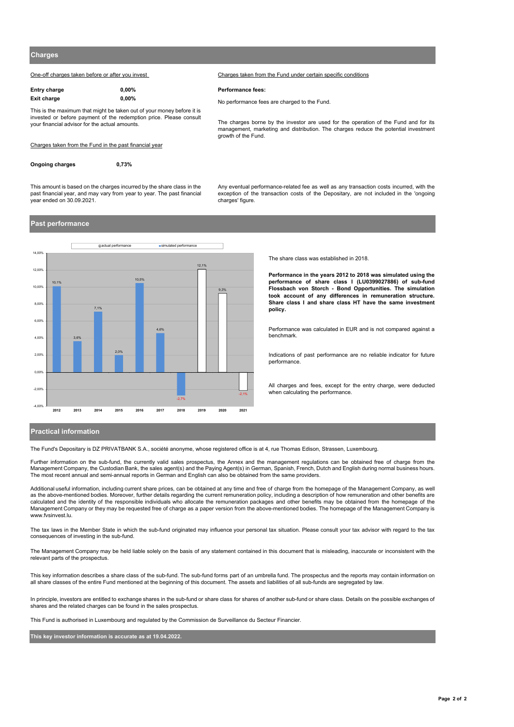## Charges

One-off charges taken before or after you invest

| | |
|---|---|
| **Entry charge** | **0,00%** |
| **Exit charge** | **0,00%** |

This is the maximum that might be taken out of your money before it is invested or before payment of the redemption price. Please consult your financial advisor for the actual amounts.

Charges taken from the Fund in the past financial year

| | |
|---|---|
| **Ongoing charges** | **0,73%** |

This amount is based on the charges incurred by the share class in the past financial year, and may vary from year to year. The past financial year ended on 30.09.2021.

Charges taken from the Fund under certain specific conditions

**Performance fees:**

No performance fees are charged to the Fund.

The charges borne by the investor are used for the operation of the Fund and for its management, marketing and distribution. The charges reduce the potential investment growth of the Fund.

Any eventual performance-related fee as well as any transaction costs incurred, with the exception of the transaction costs of the Depositary, are not included in the 'ongoing charges' figure.

## Past performance

actual performance
simulated performance

14,00%
12,00%
10,00%
8,00%
6,00%
4,00%
2,00%
0,00%
-2,00%
-4,00%

10,1%
3,6%
7,1%
2,0%
10,5%
4,6%
-2,7%
12,1%
9,3%
-2,1%

2012 2013 2014 2015 2016 2017 2018 2019 2020 2021

The share class was established in 2018.

**Performance in the years 2012 to 2018 was simulated using the performance of share class I (LU0399027886) of sub-fund Flossbach von Storch - Bond Opportunities. The simulation took account of any differences in remuneration structure. Share class I and share class HT have the same investment policy.**

Performance was calculated in EUR and is not compared against a benchmark.

Indications of past performance are no reliable indicator for future performance.

All charges and fees, except for the entry charge, were deducted when calculating the performance.

## Practical information

The Fund's Depositary is DZ PRIVATBANK S.A., société anonyme, whose registered office is at 4, rue Thomas Edison, Strassen, Luxembourg.

Further information on the sub-fund, the currently valid sales prospectus, the Annex and the management regulations can be obtained free of charge from the Management Company, the Custodian Bank, the sales agent(s) and the Paying Agent(s) in German, Spanish, French, Dutch and English during normal business hours. The most recent annual and semi-annual reports in German and English can also be obtained from the same providers.

Additional useful information, including current share prices, can be obtained at any time and free of charge from the homepage of the Management Company, as well as the above-mentioned bodies. Moreover, further details regarding the current remuneration policy, including a description of how remuneration and other benefits are calculated and the identity of the responsible individuals who allocate the remuneration packages and other benefits may be obtained from the homepage of the Management Company or they may be requested free of charge as a paper version from the above-mentioned bodies. The homepage of the Management Company is www.fvsinvest.lu.

The tax laws in the Member State in which the sub-fund originated may influence your personal tax situation. Please consult your tax advisor with regard to the tax consequences of investing in the sub-fund.

The Management Company may be held liable solely on the basis of any statement contained in this document that is misleading, inaccurate or inconsistent with the relevant parts of the prospectus.

This key information describes a share class of the sub-fund. The sub-fund forms part of an umbrella fund. The prospectus and the reports may contain information on all share classes of the entire Fund mentioned at the beginning of this document. The assets and liabilities of all sub-funds are segregated by law.

In principle, investors are entitled to exchange shares in the sub-fund or share class for shares of another sub-fund or share class. Details on the possible exchanges of shares and the related charges can be found in the sales prospectus.

This Fund is authorised in Luxembourg and regulated by the Commission de Surveillance du Secteur Financier.

**This key investor information is accurate as at 19.04.2022.**